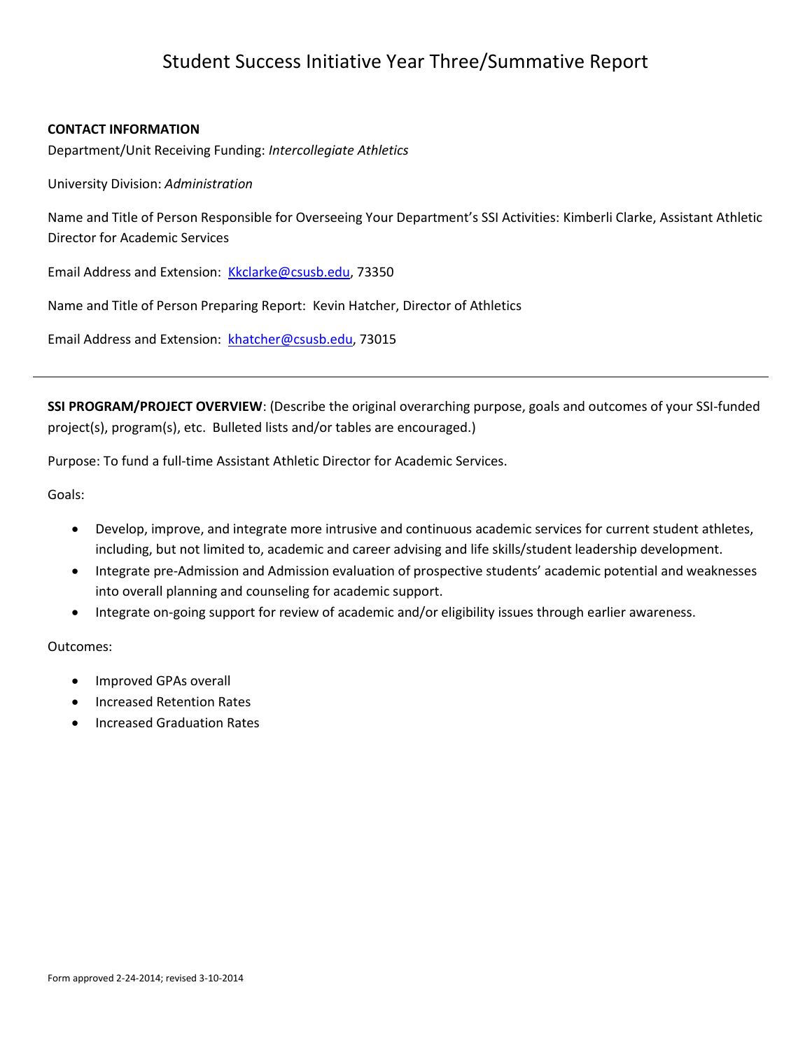# Student Success Initiative Year Three/Summative Report

**CONTACT INFORMATION**

Department/Unit Receiving Funding: *Intercollegiate Athletics*

University Division: *Administration*

Name and Title of Person Responsible for Overseeing Your Department's SSI Activities: Kimberli Clarke, Assistant Athletic Director for Academic Services

Email Address and Extension: Kkclarke@csusb.edu, 73350

Name and Title of Person Preparing Report: Kevin Hatcher, Director of Athletics

Email Address and Extension: khatcher@csusb.edu, 73015

---

**SSI PROGRAM/PROJECT OVERVIEW**: (Describe the original overarching purpose, goals and outcomes of your SSI-funded project(s), program(s), etc. Bulleted lists and/or tables are encouraged.)

Purpose: To fund a full-time Assistant Athletic Director for Academic Services.

Goals:

- Develop, improve, and integrate more intrusive and continuous academic services for current student athletes, including, but not limited to, academic and career advising and life skills/student leadership development.
- Integrate pre-Admission and Admission evaluation of prospective students' academic potential and weaknesses into overall planning and counseling for academic support.
- Integrate on-going support for review of academic and/or eligibility issues through earlier awareness.

Outcomes:

- Improved GPAs overall
- Increased Retention Rates
- Increased Graduation Rates

Form approved 2-24-2014; revised 3-10-2014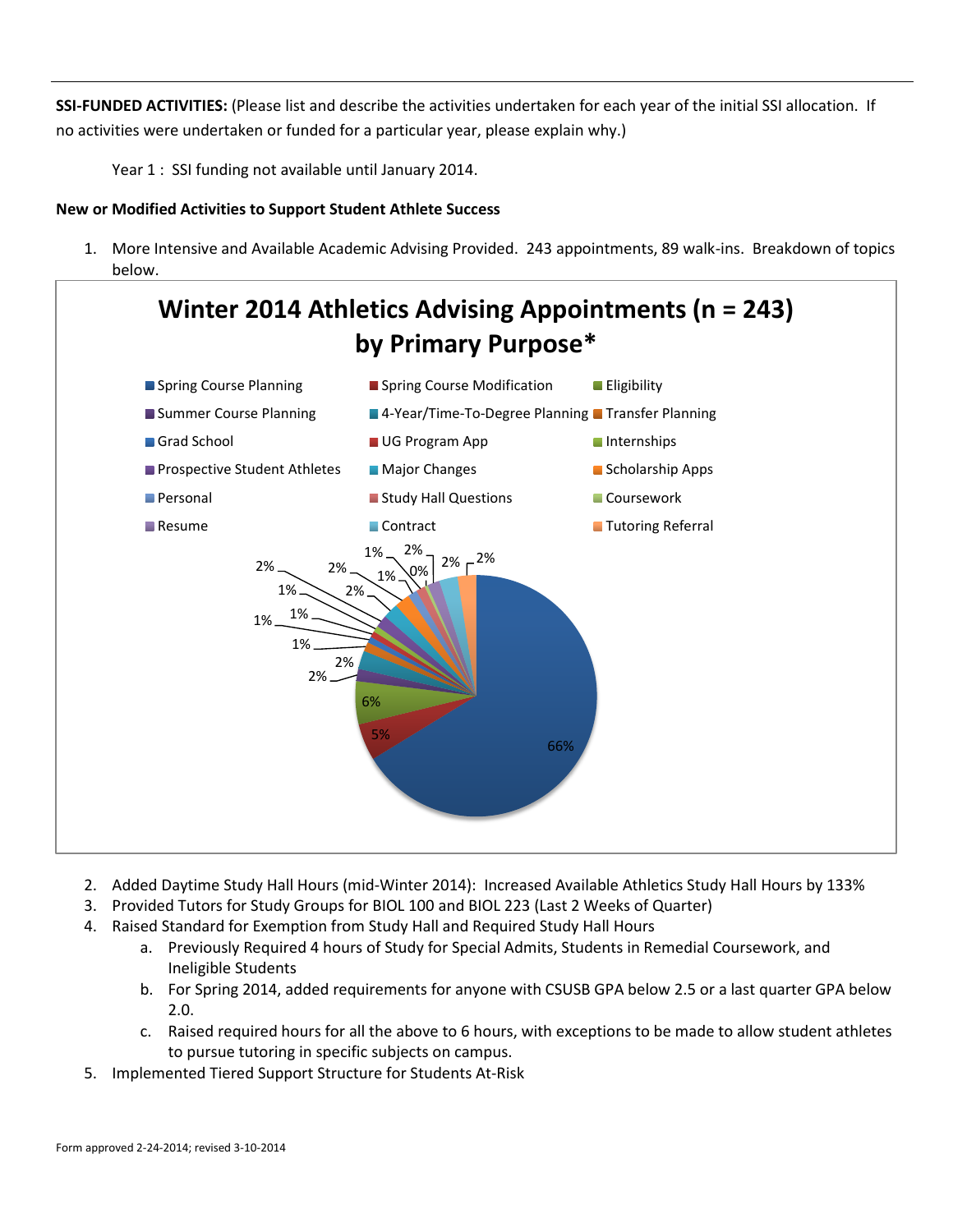**SSI-FUNDED ACTIVITIES:** (Please list and describe the activities undertaken for each year of the initial SSI allocation. If no activities were undertaken or funded for a particular year, please explain why.)

Year 1 : SSI funding not available until January 2014.

**New or Modified Activities to Support Student Athlete Success**

1. More Intensive and Available Academic Advising Provided. 243 appointments, 89 walk-ins. Breakdown of topics below.

**Winter 2014 Athletics Advising Appointments (n = 243) by Primary Purpose***

Spring Course Planning, Spring Course Modification, Eligibility, Summer Course Planning, 4-Year/Time-To-Degree Planning, Transfer Planning, Grad School, UG Program App, Internships, Prospective Student Athletes, Major Changes, Scholarship Apps, Personal, Study Hall Questions, Coursework, Resume, Contract, Tutoring Referral

66%, 5%, 6%, 2%, 2%, 1%, 1%, 1%, 1%, 2%, 2%, 2%, 1%, 1%, 2%, 0%, 2%, 2%

2. Added Daytime Study Hall Hours (mid-Winter 2014): Increased Available Athletics Study Hall Hours by 133%
3. Provided Tutors for Study Groups for BIOL 100 and BIOL 223 (Last 2 Weeks of Quarter)
4. Raised Standard for Exemption from Study Hall and Required Study Hall Hours
   a. Previously Required 4 hours of Study for Special Admits, Students in Remedial Coursework, and Ineligible Students
   b. For Spring 2014, added requirements for anyone with CSUSB GPA below 2.5 or a last quarter GPA below 2.0.
   c. Raised required hours for all the above to 6 hours, with exceptions to be made to allow student athletes to pursue tutoring in specific subjects on campus.
5. Implemented Tiered Support Structure for Students At-Risk

Form approved 2-24-2014; revised 3-10-2014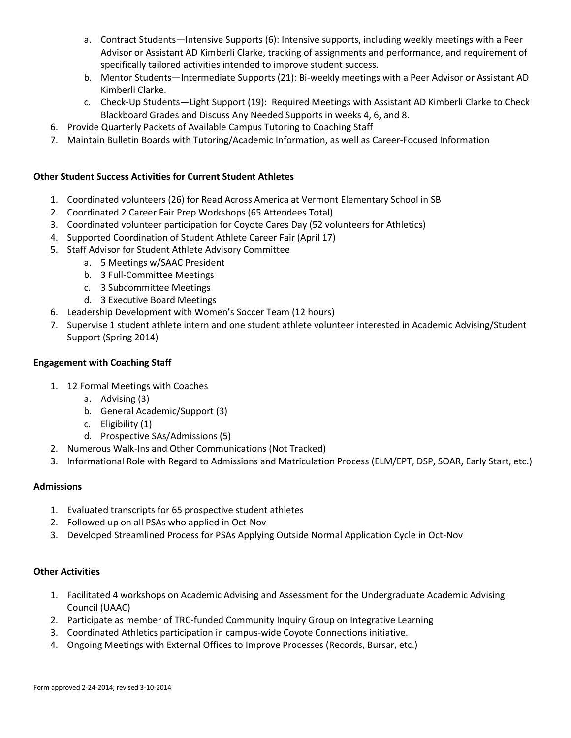a. Contract Students—Intensive Supports (6): Intensive supports, including weekly meetings with a Peer Advisor or Assistant AD Kimberli Clarke, tracking of assignments and performance, and requirement of specifically tailored activities intended to improve student success.
   b. Mentor Students—Intermediate Supports (21): Bi-weekly meetings with a Peer Advisor or Assistant AD Kimberli Clarke.
   c. Check-Up Students—Light Support (19): Required Meetings with Assistant AD Kimberli Clarke to Check Blackboard Grades and Discuss Any Needed Supports in weeks 4, 6, and 8.
6. Provide Quarterly Packets of Available Campus Tutoring to Coaching Staff
7. Maintain Bulletin Boards with Tutoring/Academic Information, as well as Career-Focused Information

**Other Student Success Activities for Current Student Athletes**

1. Coordinated volunteers (26) for Read Across America at Vermont Elementary School in SB
2. Coordinated 2 Career Fair Prep Workshops (65 Attendees Total)
3. Coordinated volunteer participation for Coyote Cares Day (52 volunteers for Athletics)
4. Supported Coordination of Student Athlete Career Fair (April 17)
5. Staff Advisor for Student Athlete Advisory Committee
   a. 5 Meetings w/SAAC President
   b. 3 Full-Committee Meetings
   c. 3 Subcommittee Meetings
   d. 3 Executive Board Meetings
6. Leadership Development with Women's Soccer Team (12 hours)
7. Supervise 1 student athlete intern and one student athlete volunteer interested in Academic Advising/Student Support (Spring 2014)

**Engagement with Coaching Staff**

1. 12 Formal Meetings with Coaches
   a. Advising (3)
   b. General Academic/Support (3)
   c. Eligibility (1)
   d. Prospective SAs/Admissions (5)
2. Numerous Walk-Ins and Other Communications (Not Tracked)
3. Informational Role with Regard to Admissions and Matriculation Process (ELM/EPT, DSP, SOAR, Early Start, etc.)

**Admissions**

1. Evaluated transcripts for 65 prospective student athletes
2. Followed up on all PSAs who applied in Oct-Nov
3. Developed Streamlined Process for PSAs Applying Outside Normal Application Cycle in Oct-Nov

**Other Activities**

1. Facilitated 4 workshops on Academic Advising and Assessment for the Undergraduate Academic Advising Council (UAAC)
2. Participate as member of TRC-funded Community Inquiry Group on Integrative Learning
3. Coordinated Athletics participation in campus-wide Coyote Connections initiative.
4. Ongoing Meetings with External Offices to Improve Processes (Records, Bursar, etc.)

Form approved 2-24-2014; revised 3-10-2014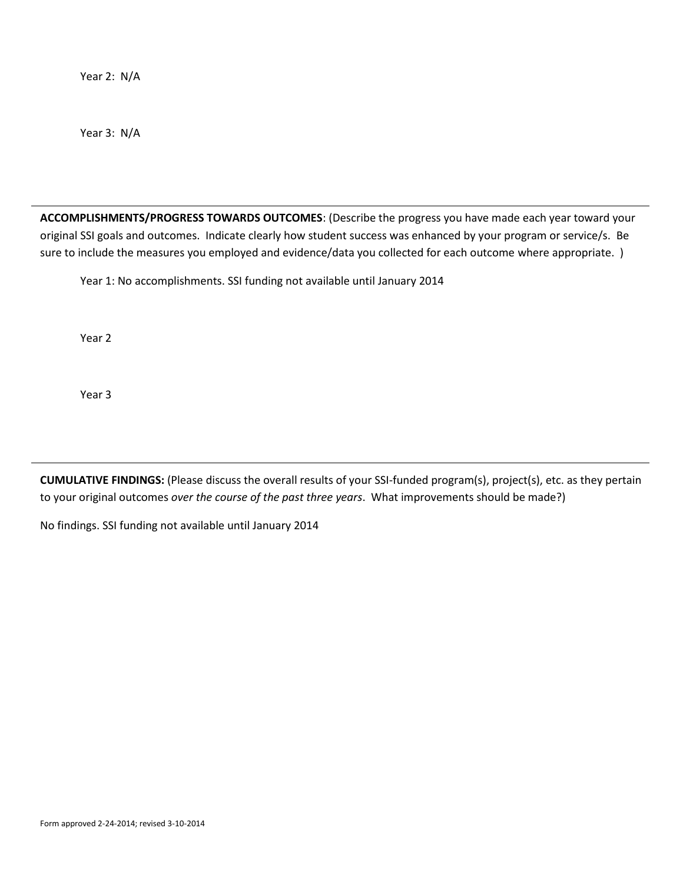Year 2: N/A

Year 3: N/A

---

**ACCOMPLISHMENTS/PROGRESS TOWARDS OUTCOMES**: (Describe the progress you have made each year toward your original SSI goals and outcomes. Indicate clearly how student success was enhanced by your program or service/s. Be sure to include the measures you employed and evidence/data you collected for each outcome where appropriate. )

Year 1: No accomplishments. SSI funding not available until January 2014

Year 2

Year 3

---

**CUMULATIVE FINDINGS:** (Please discuss the overall results of your SSI-funded program(s), project(s), etc. as they pertain to your original outcomes *over the course of the past three years*. What improvements should be made?)

No findings. SSI funding not available until January 2014

Form approved 2-24-2014; revised 3-10-2014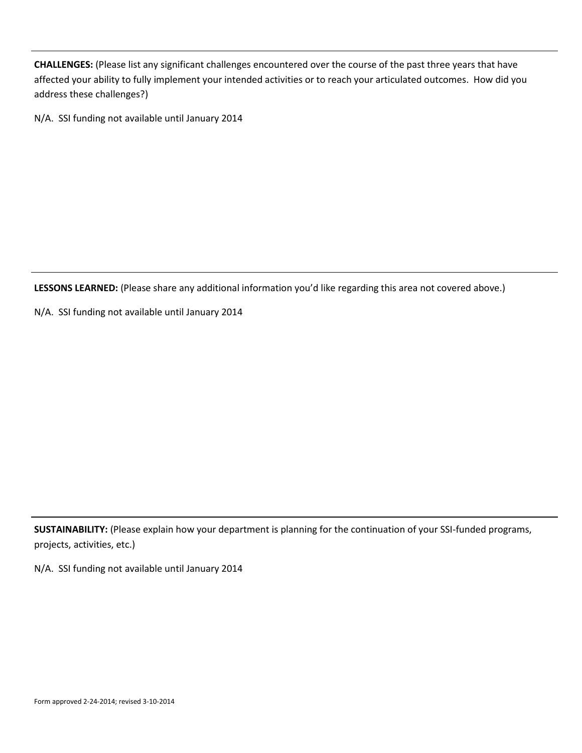---

**CHALLENGES:** (Please list any significant challenges encountered over the course of the past three years that have affected your ability to fully implement your intended activities or to reach your articulated outcomes. How did you address these challenges?)

N/A. SSI funding not available until January 2014

---

**LESSONS LEARNED:** (Please share any additional information you'd like regarding this area not covered above.)

N/A. SSI funding not available until January 2014

---

**SUSTAINABILITY:** (Please explain how your department is planning for the continuation of your SSI-funded programs, projects, activities, etc.)

N/A. SSI funding not available until January 2014

Form approved 2-24-2014; revised 3-10-2014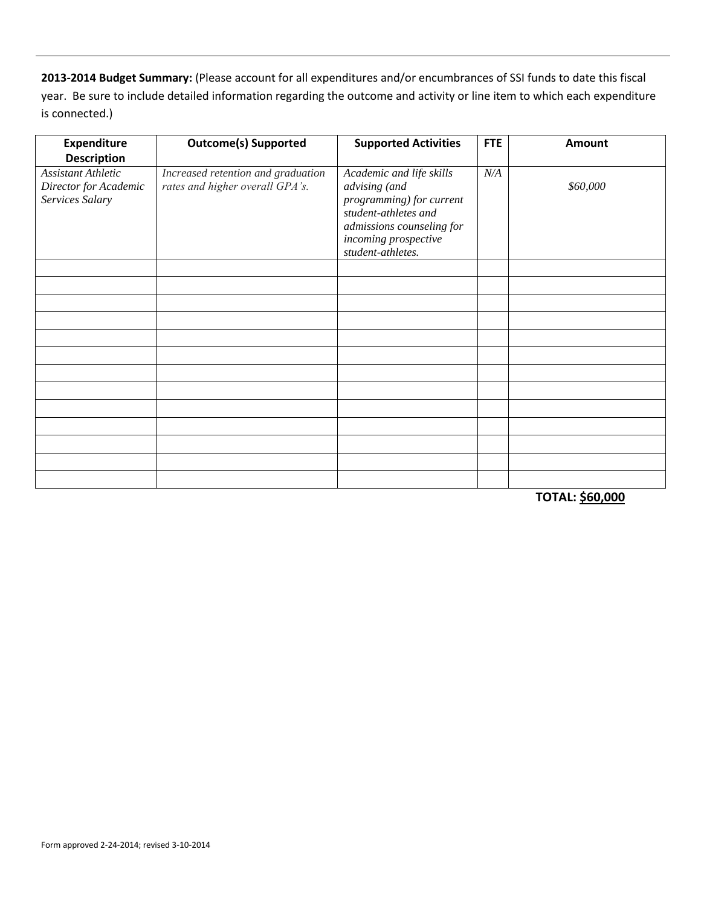**2013-2014 Budget Summary:** (Please account for all expenditures and/or encumbrances of SSI funds to date this fiscal year. Be sure to include detailed information regarding the outcome and activity or line item to which each expenditure is connected.)

| Expenditure Description | Outcome(s) Supported | Supported Activities | FTE | Amount |
|---|---|---|---|---|
| *Assistant Athletic Director for Academic Services Salary* | *Increased retention and graduation rates and higher overall GPA's.* | *Academic and life skills advising (and programming) for current student-athletes and admissions counseling for incoming prospective student-athletes.* | *N/A* | *$60,000* |
| | | | | |
| | | | | |
| | | | | |
| | | | | |
| | | | | |
| | | | | |
| | | | | |
| | | | | |
| | | | | |
| | | | | |
| | | | | |
| | | | | |
| | | | | |

**TOTAL: $60,000**

Form approved 2-24-2014; revised 3-10-2014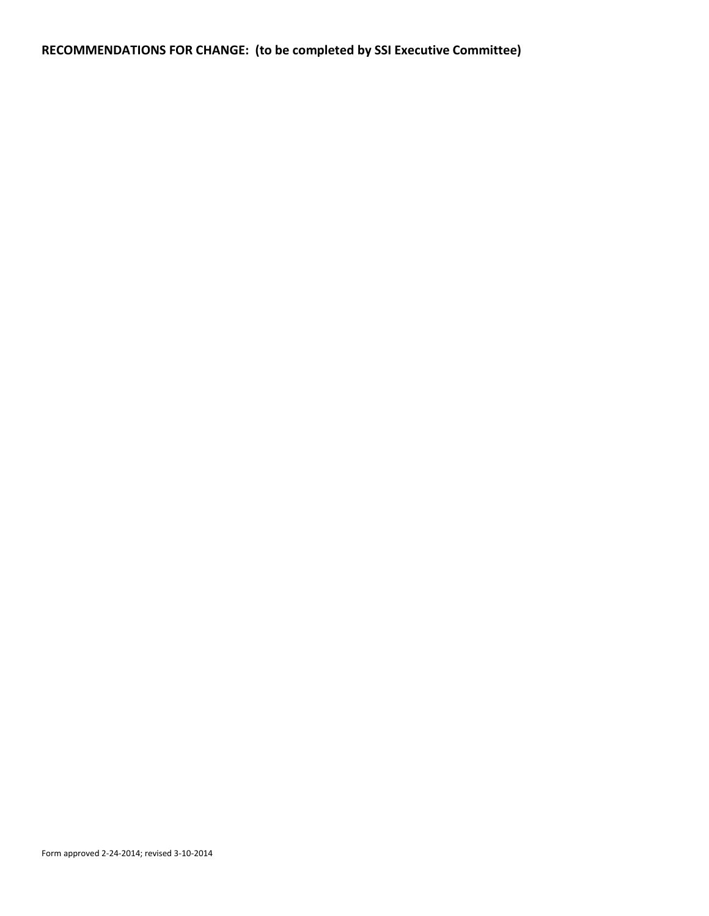**RECOMMENDATIONS FOR CHANGE: (to be completed by SSI Executive Committee)**

Form approved 2-24-2014; revised 3-10-2014